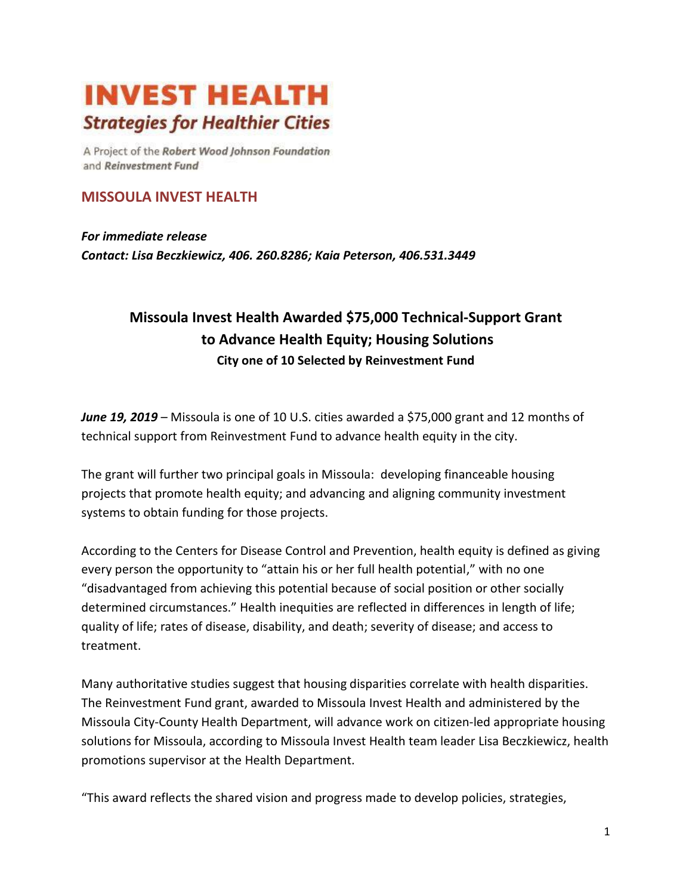# INVEST HEALTH

***Strategies for Healthier Cities***

A Project of the ***Robert Wood Johnson Foundation*** and ***Reinvestment Fund***

## MISSOULA INVEST HEALTH

***For immediate release***
***Contact: Lisa Beczkiewicz, 406. 260.8286; Kaia Peterson, 406.531.3449***

### Missoula Invest Health Awarded $75,000 Technical-Support Grant to Advance Health Equity; Housing Solutions

**City one of 10 Selected by Reinvestment Fund**

***June 19, 2019*** – Missoula is one of 10 U.S. cities awarded a $75,000 grant and 12 months of technical support from Reinvestment Fund to advance health equity in the city.

The grant will further two principal goals in Missoula: developing financeable housing projects that promote health equity; and advancing and aligning community investment systems to obtain funding for those projects.

According to the Centers for Disease Control and Prevention, health equity is defined as giving every person the opportunity to "attain his or her full health potential," with no one "disadvantaged from achieving this potential because of social position or other socially determined circumstances." Health inequities are reflected in differences in length of life; quality of life; rates of disease, disability, and death; severity of disease; and access to treatment.

Many authoritative studies suggest that housing disparities correlate with health disparities. The Reinvestment Fund grant, awarded to Missoula Invest Health and administered by the Missoula City-County Health Department, will advance work on citizen-led appropriate housing solutions for Missoula, according to Missoula Invest Health team leader Lisa Beczkiewicz, health promotions supervisor at the Health Department.

"This award reflects the shared vision and progress made to develop policies, strategies,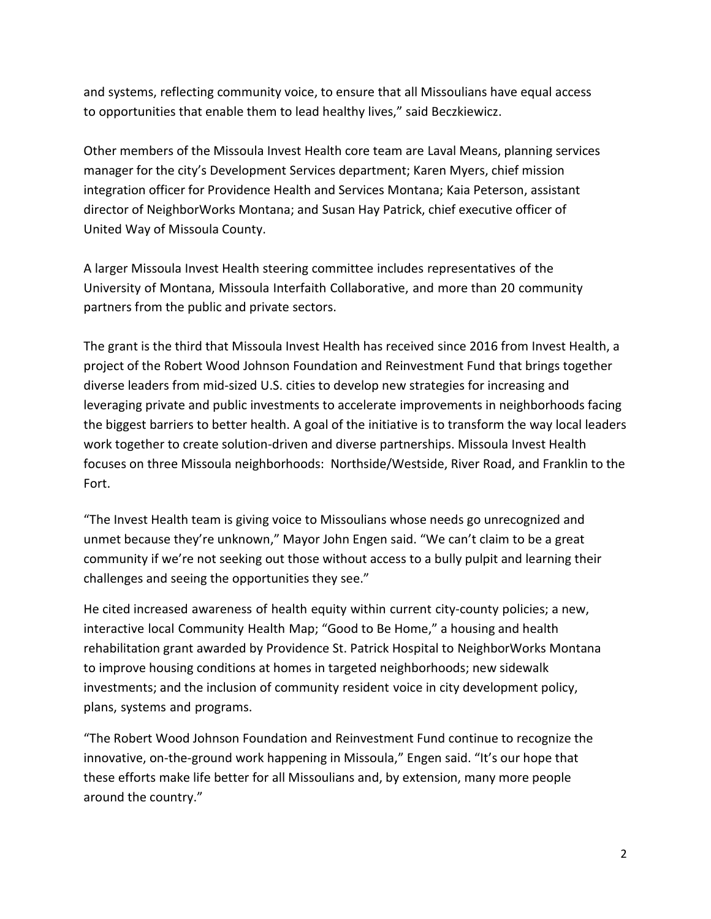and systems, reflecting community voice, to ensure that all Missoulians have equal access to opportunities that enable them to lead healthy lives," said Beczkiewicz.

Other members of the Missoula Invest Health core team are Laval Means, planning services manager for the city's Development Services department; Karen Myers, chief mission integration officer for Providence Health and Services Montana; Kaia Peterson, assistant director of NeighborWorks Montana; and Susan Hay Patrick, chief executive officer of United Way of Missoula County.

A larger Missoula Invest Health steering committee includes representatives of the University of Montana, Missoula Interfaith Collaborative, and more than 20 community partners from the public and private sectors.

The grant is the third that Missoula Invest Health has received since 2016 from Invest Health, a project of the Robert Wood Johnson Foundation and Reinvestment Fund that brings together diverse leaders from mid-sized U.S. cities to develop new strategies for increasing and leveraging private and public investments to accelerate improvements in neighborhoods facing the biggest barriers to better health. A goal of the initiative is to transform the way local leaders work together to create solution-driven and diverse partnerships. Missoula Invest Health focuses on three Missoula neighborhoods: Northside/Westside, River Road, and Franklin to the Fort.

"The Invest Health team is giving voice to Missoulians whose needs go unrecognized and unmet because they're unknown," Mayor John Engen said. "We can't claim to be a great community if we're not seeking out those without access to a bully pulpit and learning their challenges and seeing the opportunities they see."

He cited increased awareness of health equity within current city-county policies; a new, interactive local Community Health Map; "Good to Be Home," a housing and health rehabilitation grant awarded by Providence St. Patrick Hospital to NeighborWorks Montana to improve housing conditions at homes in targeted neighborhoods; new sidewalk investments; and the inclusion of community resident voice in city development policy, plans, systems and programs.

"The Robert Wood Johnson Foundation and Reinvestment Fund continue to recognize the innovative, on-the-ground work happening in Missoula," Engen said. "It's our hope that these efforts make life better for all Missoulians and, by extension, many more people around the country."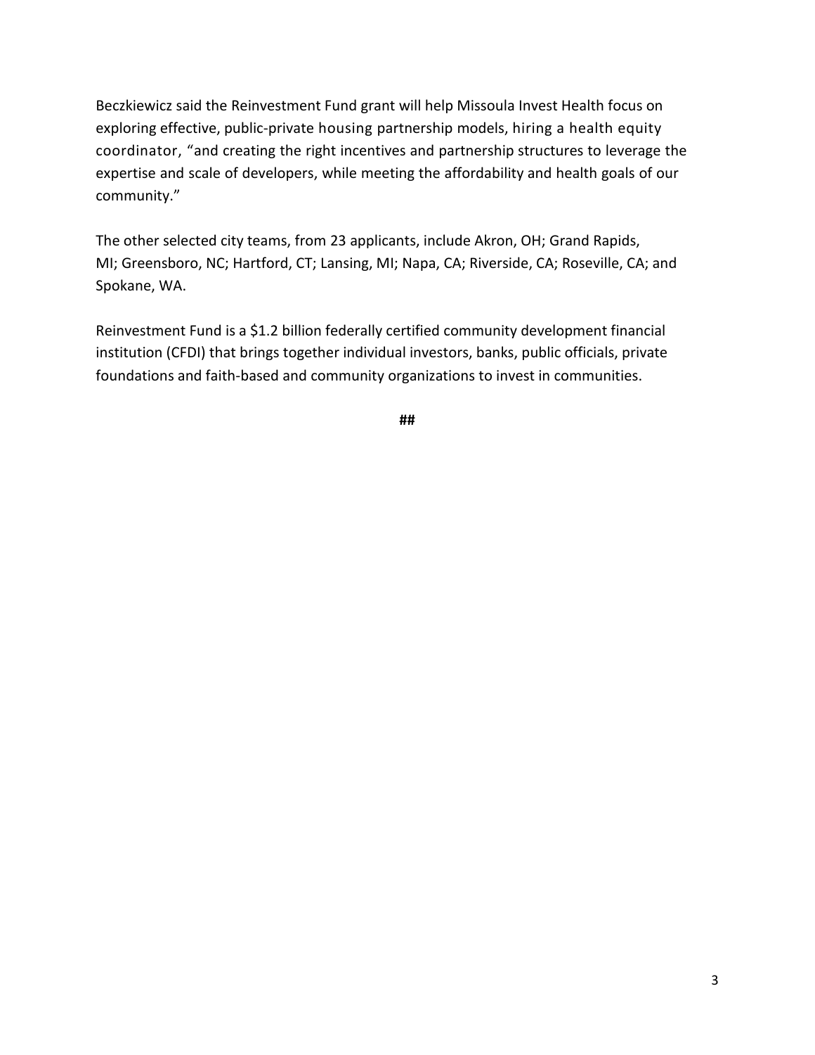Beczkiewicz said the Reinvestment Fund grant will help Missoula Invest Health focus on exploring effective, public-private housing partnership models, hiring a health equity coordinator, "and creating the right incentives and partnership structures to leverage the expertise and scale of developers, while meeting the affordability and health goals of our community."

The other selected city teams, from 23 applicants, include Akron, OH; Grand Rapids, MI; Greensboro, NC; Hartford, CT; Lansing, MI; Napa, CA; Riverside, CA; Roseville, CA; and Spokane, WA.

Reinvestment Fund is a $1.2 billion federally certified community development financial institution (CFDI) that brings together individual investors, banks, public officials, private foundations and faith-based and community organizations to invest in communities.

**##**